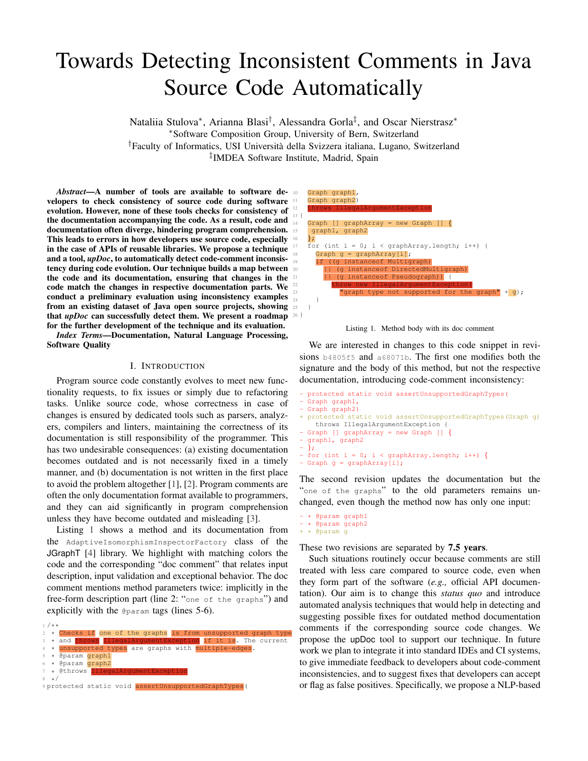# Towards Detecting Inconsistent Comments in Java Source Code Automatically

Nataliia Stulova*, Arianna Blasi†, Alessandra Gorla‡, and Oscar Nierstrasz*

*Software Composition Group, University of Bern, Switzerland

†Faculty of Informatics, USI Università della Svizzera italiana, Lugano, Switzerland

‡IMDEA Software Institute, Madrid, Spain

***Abstract*—A number of tools are available to software developers to check consistency of source code during software evolution. However, none of these tools checks for consistency of the documentation accompanying the code. As a result, code and documentation often diverge, hindering program comprehension. This leads to errors in how developers use source code, especially in the case of APIs of reusable libraries. We propose a technique and a tool, *upDoc*, to automatically detect code-comment inconsistency during code evolution. Our technique builds a map between the code and its documentation, ensuring that changes in the code match the changes in respective documentation parts. We conduct a preliminary evaluation using inconsistency examples from an existing dataset of Java open source projects, showing that *upDoc* can successfully detect them. We present a roadmap for the further development of the technique and its evaluation.**

***Index Terms*—Documentation, Natural Language Processing, Software Quality**

## I. Introduction

Program source code constantly evolves to meet new functionality requests, to fix issues or simply due to refactoring tasks. Unlike source code, whose correctness in case of changes is ensured by dedicated tools such as parsers, analyzers, compilers and linters, maintaining the correctness of its documentation is still responsibility of the programmer. This has two undesirable consequences: (a) existing documentation becomes outdated and is not necessarily fixed in a timely manner, and (b) documentation is not written in the first place to avoid the problem altogether [1], [2]. Program comments are often the only documentation format available to programmers, and they can aid significantly in program comprehension unless they have become outdated and misleading [3].

Listing 1 shows a method and its documentation from the `AdaptiveIsomorphismInspectorFactory` class of the JGraphT [4] library. We highlight with matching colors the code and the corresponding "doc comment" that relates input description, input validation and exceptional behavior. The doc comment mentions method parameters twice: implicitly in the free-form description part (line 2: "`one of the graphs`") and explicitly with the `@param` tags (lines 5-6).

```
1  /**
2   * Checks if one of the graphs is from unsupported graph type
3   * and throws IllegalArgumentException if it is. The current
4   * unsupported types are graphs with multiple-edges.
5   * @param graph1
6   * @param graph2
7   * @throws IllegalArgumentException
8   */
9  protected static void assertUnsupportedGraphTypes(
10     Graph graph1,
11     Graph graph2)
12     throws IllegalArgumentException
13 {
14     Graph [] graphArray = new Graph [] {
15      graph1, graph2
16     };
17     for (int i = 0; i < graphArray.length; i++) {
18       Graph g = graphArray[i];
19       if ((g instanceof Multigraph)
20         || (g instanceof DirectedMultigraph)
21         || (g instanceof Pseudograph)) {
22           throw new IllegalArgumentException(
23               "graph type not supported for the graph" + g);
24       }
25     }
26 }
```

Listing 1. Method body with its doc comment

We are interested in changes to this code snippet in revisions `b4805f5` and `a68071b`. The first one modifies both the signature and the body of this method, but not the respective documentation, introducing code-comment inconsistency:

```
- protected static void assertUnsupportedGraphTypes(
- Graph graph1,
- Graph graph2)
+ protected static void assertUnsupportedGraphTypes(Graph g)
    throws IllegalArgumentException {
- Graph [] graphArray = new Graph [] {
- graph1, graph2
- };
- for (int i = 0; i < graphArray.length; i++) {
- Graph g = graphArray[i];
```

The second revision updates the documentation but the "`one of the graphs`" to the old parameters remains unchanged, even though the method now has only one input:

```
- * @param graph1
- * @param graph2
+ * @param g
```

These two revisions are separated by **7.5 years**.

Such situations routinely occur because comments are still treated with less care compared to source code, even when they form part of the software (*e.g.,* official API documentation). Our aim is to change this *status quo* and introduce automated analysis techniques that would help in detecting and suggesting possible fixes for outdated method documentation comments if the corresponding source code changes. We propose the upDoc tool to support our technique. In future work we plan to integrate it into standard IDEs and CI systems, to give immediate feedback to developers about code-comment inconsistencies, and to suggest fixes that developers can accept or flag as false positives. Specifically, we propose a NLP-based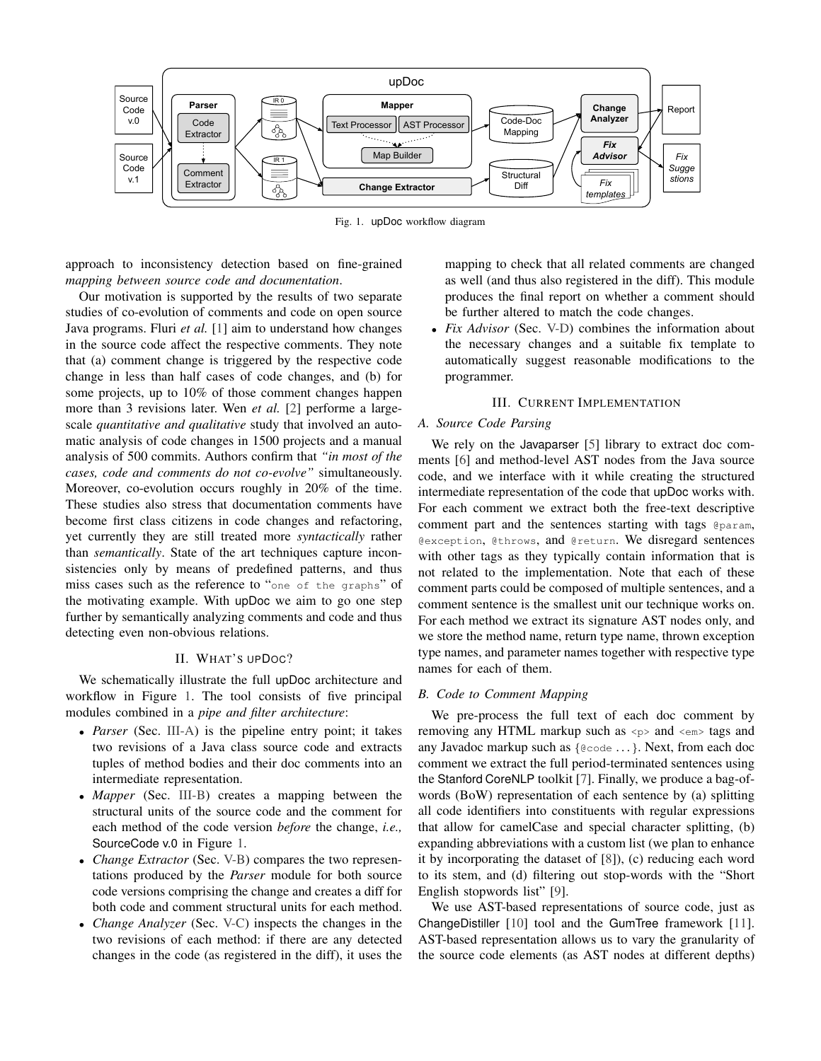Fig. 1. upDoc workflow diagram

approach to inconsistency detection based on fine-grained *mapping between source code and documentation*.

Our motivation is supported by the results of two separate studies of co-evolution of comments and code on open source Java programs. Fluri *et al.* [1] aim to understand how changes in the source code affect the respective comments. They note that (a) comment change is triggered by the respective code change in less than half cases of code changes, and (b) for some projects, up to 10% of those comment changes happen more than 3 revisions later. Wen *et al.* [2] performe a large-scale *quantitative and qualitative* study that involved an automatic analysis of code changes in 1500 projects and a manual analysis of 500 commits. Authors confirm that *"in most of the cases, code and comments do not co-evolve"* simultaneously. Moreover, co-evolution occurs roughly in 20% of the time. These studies also stress that documentation comments have become first class citizens in code changes and refactoring, yet currently they are still treated more *syntactically* rather than *semantically*. State of the art techniques capture inconsistencies only by means of predefined patterns, and thus miss cases such as the reference to "`one of the graphs`" of the motivating example. With upDoc we aim to go one step further by semantically analyzing comments and code and thus detecting even non-obvious relations.

## II. What's upDoc?

We schematically illustrate the full upDoc architecture and workflow in Figure 1. The tool consists of five principal modules combined in a *pipe and filter architecture*:

- *Parser* (Sec. III-A) is the pipeline entry point; it takes two revisions of a Java class source code and extracts tuples of method bodies and their doc comments into an intermediate representation.
- *Mapper* (Sec. III-B) creates a mapping between the structural units of the source code and the comment for each method of the code version *before* the change, *i.e.,* SourceCode v.0 in Figure 1.
- *Change Extractor* (Sec. V-B) compares the two representations produced by the *Parser* module for both source code versions comprising the change and creates a diff for both code and comment structural units for each method.
- *Change Analyzer* (Sec. V-C) inspects the changes in the two revisions of each method: if there are any detected changes in the code (as registered in the diff), it uses the mapping to check that all related comments are changed as well (and thus also registered in the diff). This module produces the final report on whether a comment should be further altered to match the code changes.
- *Fix Advisor* (Sec. V-D) combines the information about the necessary changes and a suitable fix template to automatically suggest reasonable modifications to the programmer.

## III. Current Implementation

### A. Source Code Parsing

We rely on the Javaparser [5] library to extract doc comments [6] and method-level AST nodes from the Java source code, and we interface with it while creating the structured intermediate representation of the code that upDoc works with. For each comment we extract both the free-text descriptive comment part and the sentences starting with tags `@param`, `@exception`, `@throws`, and `@return`. We disregard sentences with other tags as they typically contain information that is not related to the implementation. Note that each of these comment parts could be composed of multiple sentences, and a comment sentence is the smallest unit our technique works on. For each method we extract its signature AST nodes only, and we store the method name, return type name, thrown exception type names, and parameter names together with respective type names for each of them.

### B. Code to Comment Mapping

We pre-process the full text of each doc comment by removing any HTML markup such as `<p>` and `<em>` tags and any Javadoc markup such as {`@code` ...}. Next, from each doc comment we extract the full period-terminated sentences using the Stanford CoreNLP toolkit [7]. Finally, we produce a bag-of-words (BoW) representation of each sentence by (a) splitting all code identifiers into constituents with regular expressions that allow for camelCase and special character splitting, (b) expanding abbreviations with a custom list (we plan to enhance it by incorporating the dataset of [8]), (c) reducing each word to its stem, and (d) filtering out stop-words with the "Short English stopwords list" [9].

We use AST-based representations of source code, just as ChangeDistiller [10] tool and the GumTree framework [11]. AST-based representation allows us to vary the granularity of the source code elements (as AST nodes at different depths)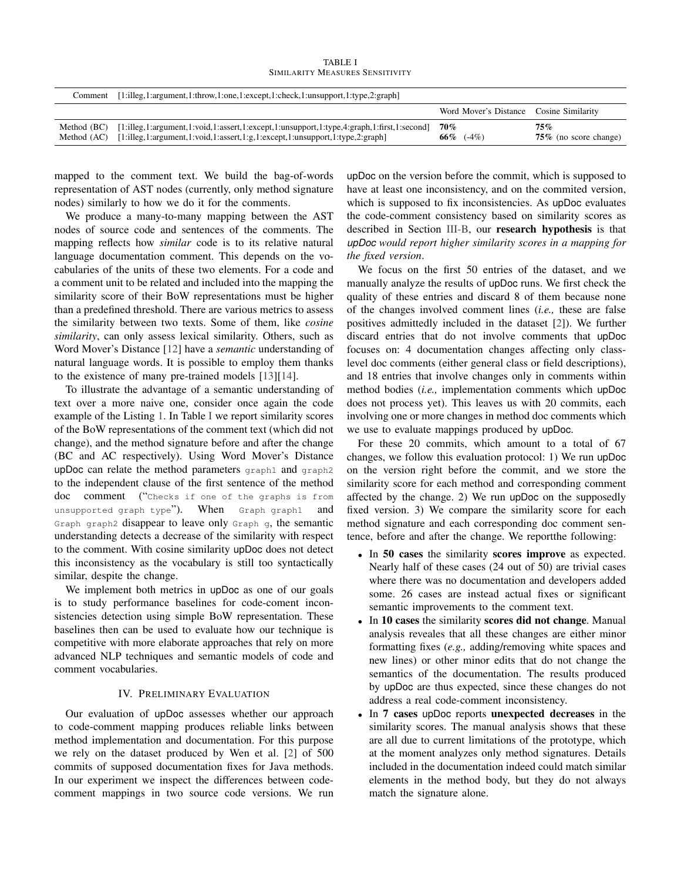TABLE I
SIMILARITY MEASURES SENSITIVITY

| | | | |
|---|---|---|---|
| Comment | [1:illeg,1:argument,1:throw,1:one,1:except,1:check,1:unsupport,1:type,2:graph] | | |
| | | Word Mover's Distance | Cosine Similarity |
| Method (BC) | [1:illeg,1:argument,1:void,1:assert,1:except,1:unsupport,1:type,4:graph,1:first,1:second] | **70%** | **75%** |
| Method (AC) | [1:illeg,1:argument,1:void,1:assert,1:g,1:except,1:unsupport,1:type,2:graph] | **66%** (-4%) | **75%** (no score change) |

mapped to the comment text. We build the bag-of-words representation of AST nodes (currently, only method signature nodes) similarly to how we do it for the comments.

We produce a many-to-many mapping between the AST nodes of source code and sentences of the comments. The mapping reflects how *similar* code is to its relative natural language documentation comment. This depends on the vocabularies of the units of these two elements. For a code and a comment unit to be related and included into the mapping the similarity score of their BoW representations must be higher than a predefined threshold. There are various metrics to assess the similarity between two texts. Some of them, like *cosine similarity*, can only assess lexical similarity. Others, such as Word Mover's Distance [12] have a *semantic* understanding of natural language words. It is possible to employ them thanks to the existence of many pre-trained models [13][14].

To illustrate the advantage of a semantic understanding of text over a more naive one, consider once again the code example of the Listing 1. In Table I we report similarity scores of the BoW representations of the comment text (which did not change), and the method signature before and after the change (BC and AC respectively). Using Word Mover's Distance upDoc can relate the method parameters `graph1` and `graph2` to the independent clause of the first sentence of the method doc comment ("`Checks if one of the graphs is from unsupported graph type`"). When `Graph graph1` and `Graph graph2` disappear to leave only `Graph g`, the semantic understanding detects a decrease of the similarity with respect to the comment. With cosine similarity upDoc does not detect this inconsistency as the vocabulary is still too syntactically similar, despite the change.

We implement both metrics in upDoc as one of our goals is to study performance baselines for code-coment inconsistencies detection using simple BoW representation. These baselines then can be used to evaluate how our technique is competitive with more elaborate approaches that rely on more advanced NLP techniques and semantic models of code and comment vocabularies.

## IV. Preliminary Evaluation

Our evaluation of upDoc assesses whether our approach to code-comment mapping produces reliable links between method implementation and documentation. For this purpose we rely on the dataset produced by Wen et al. [2] of 500 commits of supposed documentation fixes for Java methods. In our experiment we inspect the differences between code-comment mappings in two source code versions. We run upDoc on the version before the commit, which is supposed to have at least one inconsistency, and on the commited version, which is supposed to fix inconsistencies. As upDoc evaluates the code-comment consistency based on similarity scores as described in Section III-B, our **research hypothesis** is that *upDoc would report higher similarity scores in a mapping for the fixed version*.

We focus on the first 50 entries of the dataset, and we manually analyze the results of upDoc runs. We first check the quality of these entries and discard 8 of them because none of the changes involved comment lines (*i.e.,* these are false positives admittedly included in the dataset [2]). We further discard entries that do not involve comments that upDoc focuses on: 4 documentation changes affecting only class-level doc comments (either general class or field descriptions), and 18 entries that involve changes only in comments within method bodies (*i.e.,* implementation comments which upDoc does not process yet). This leaves us with 20 commits, each involving one or more changes in method doc comments which we use to evaluate mappings produced by upDoc.

For these 20 commits, which amount to a total of 67 changes, we follow this evaluation protocol: 1) We run upDoc on the version right before the commit, and we store the similarity score for each method and corresponding comment affected by the change. 2) We run upDoc on the supposedly fixed version. 3) We compare the similarity score for each method signature and each corresponding doc comment sentence, before and after the change. We reportthe following:

- In **50 cases** the similarity **scores improve** as expected. Nearly half of these cases (24 out of 50) are trivial cases where there was no documentation and developers added some. 26 cases are instead actual fixes or significant semantic improvements to the comment text.
- In **10 cases** the similarity **scores did not change**. Manual analysis reveales that all these changes are either minor formatting fixes (*e.g.,* adding/removing white spaces and new lines) or other minor edits that do not change the semantics of the documentation. The results produced by upDoc are thus expected, since these changes do not address a real code-comment inconsistency.
- In **7 cases** upDoc reports **unexpected decreases** in the similarity scores. The manual analysis shows that these are all due to current limitations of the prototype, which at the moment analyzes only method signatures. Details included in the documentation indeed could match similar elements in the method body, but they do not always match the signature alone.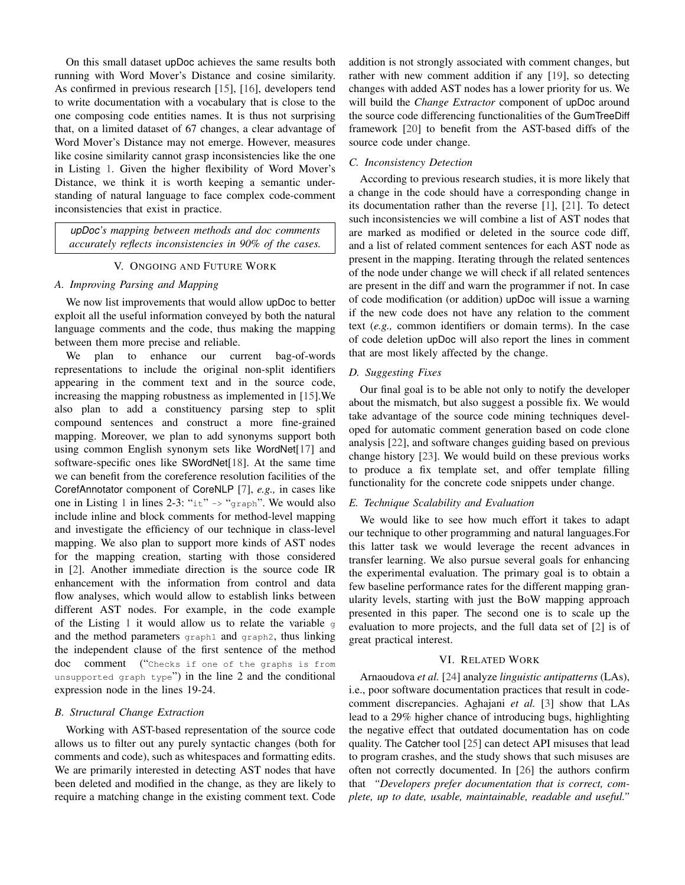On this small dataset upDoc achieves the same results both running with Word Mover's Distance and cosine similarity. As confirmed in previous research [15], [16], developers tend to write documentation with a vocabulary that is close to the one composing code entities names. It is thus not surprising that, on a limited dataset of 67 changes, a clear advantage of Word Mover's Distance may not emerge. However, measures like cosine similarity cannot grasp inconsistencies like the one in Listing 1. Given the higher flexibility of Word Mover's Distance, we think it is worth keeping a semantic understanding of natural language to face complex code-comment inconsistencies that exist in practice.

> *upDoc's mapping between methods and doc comments accurately reflects inconsistencies in 90% of the cases.*

## V. Ongoing and Future Work

### A. Improving Parsing and Mapping

We now list improvements that would allow upDoc to better exploit all the useful information conveyed by both the natural language comments and the code, thus making the mapping between them more precise and reliable.

We plan to enhance our current bag-of-words representations to include the original non-split identifiers appearing in the comment text and in the source code, increasing the mapping robustness as implemented in [15].We also plan to add a constituency parsing step to split compound sentences and construct a more fine-grained mapping. Moreover, we plan to add synonyms support both using common English synonym sets like WordNet[17] and software-specific ones like SWordNet[18]. At the same time we can benefit from the coreference resolution facilities of the CorefAnnotator component of CoreNLP [7], *e.g.,* in cases like one in Listing 1 in lines 2-3: "`it`" -> "`graph`". We would also include inline and block comments for method-level mapping and investigate the efficiency of our technique in class-level mapping. We also plan to support more kinds of AST nodes for the mapping creation, starting with those considered in [2]. Another immediate direction is the source code IR enhancement with the information from control and data flow analyses, which would allow to establish links between different AST nodes. For example, in the code example of the Listing 1 it would allow us to relate the variable `g` and the method parameters `graph1` and `graph2`, thus linking the independent clause of the first sentence of the method doc comment ("`Checks if one of the graphs is from unsupported graph type`") in the line 2 and the conditional expression node in the lines 19-24.

### B. Structural Change Extraction

Working with AST-based representation of the source code allows us to filter out any purely syntactic changes (both for comments and code), such as whitespaces and formatting edits. We are primarily interested in detecting AST nodes that have been deleted and modified in the change, as they are likely to require a matching change in the existing comment text. Code addition is not strongly associated with comment changes, but rather with new comment addition if any [19], so detecting changes with added AST nodes has a lower priority for us. We will build the *Change Extractor* component of upDoc around the source code differencing functionalities of the GumTreeDiff framework [20] to benefit from the AST-based diffs of the source code under change.

### C. Inconsistency Detection

According to previous research studies, it is more likely that a change in the code should have a corresponding change in its documentation rather than the reverse [1], [21]. To detect such inconsistencies we will combine a list of AST nodes that are marked as modified or deleted in the source code diff, and a list of related comment sentences for each AST node as present in the mapping. Iterating through the related sentences of the node under change we will check if all related sentences are present in the diff and warn the programmer if not. In case of code modification (or addition) upDoc will issue a warning if the new code does not have any relation to the comment text (*e.g.,* common identifiers or domain terms). In the case of code deletion upDoc will also report the lines in comment that are most likely affected by the change.

### D. Suggesting Fixes

Our final goal is to be able not only to notify the developer about the mismatch, but also suggest a possible fix. We would take advantage of the source code mining techniques developed for automatic comment generation based on code clone analysis [22], and software changes guiding based on previous change history [23]. We would build on these previous works to produce a fix template set, and offer template filling functionality for the concrete code snippets under change.

### E. Technique Scalability and Evaluation

We would like to see how much effort it takes to adapt our technique to other programming and natural languages.For this latter task we would leverage the recent advances in transfer learning. We also pursue several goals for enhancing the experimental evaluation. The primary goal is to obtain a few baseline performance rates for the different mapping granularity levels, starting with just the BoW mapping approach presented in this paper. The second one is to scale up the evaluation to more projects, and the full data set of [2] is of great practical interest.

## VI. Related Work

Arnaoudova *et al.* [24] analyze *linguistic antipatterns* (LAs), i.e., poor software documentation practices that result in code-comment discrepancies. Aghajani *et al.* [3] show that LAs lead to a 29% higher chance of introducing bugs, highlighting the negative effect that outdated documentation has on code quality. The Catcher tool [25] can detect API misuses that lead to program crashes, and the study shows that such misuses are often not correctly documented. In [26] the authors confirm that *"Developers prefer documentation that is correct, complete, up to date, usable, maintainable, readable and useful."*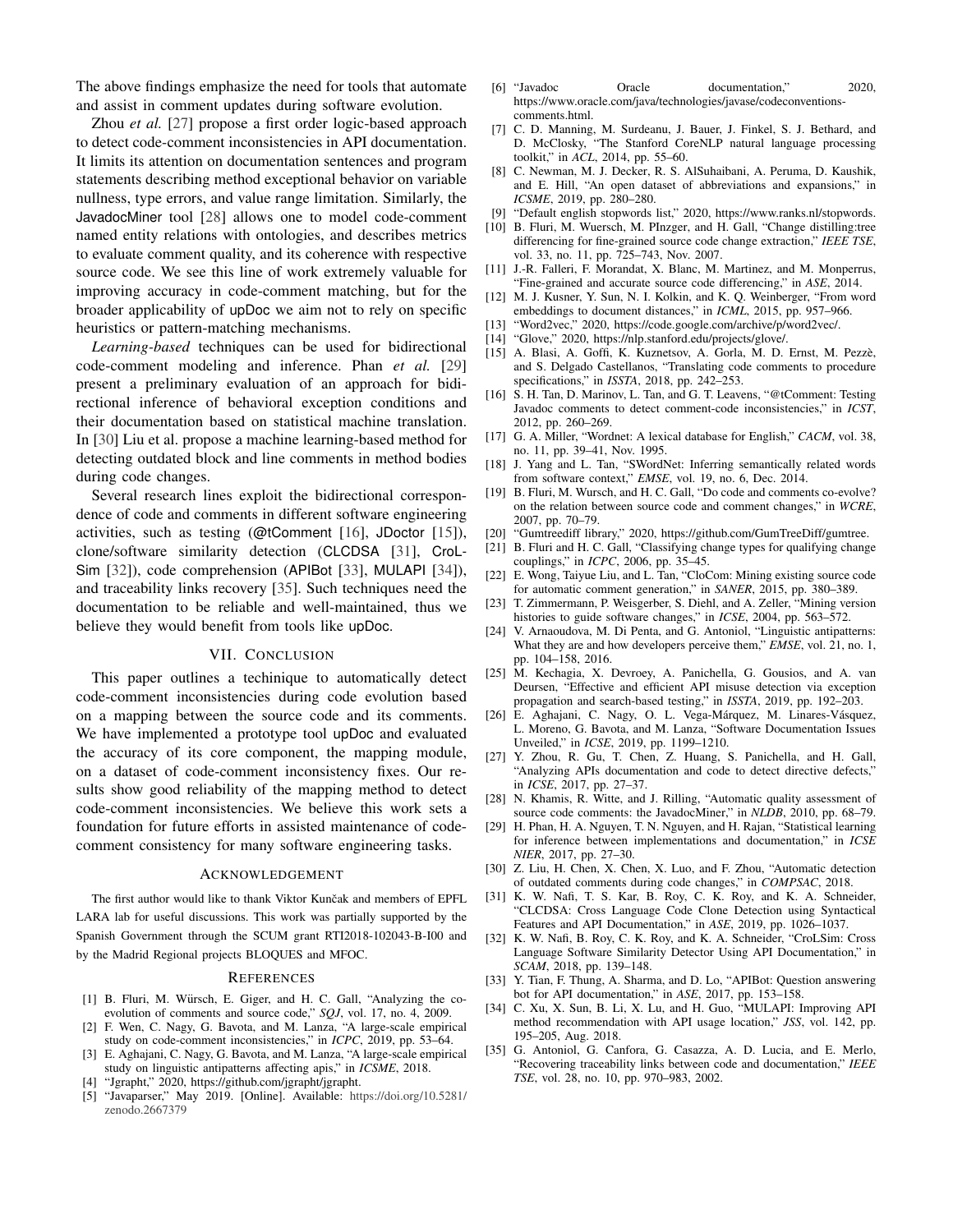The above findings emphasize the need for tools that automate and assist in comment updates during software evolution.

Zhou *et al.* [27] propose a first order logic-based approach to detect code-comment inconsistencies in API documentation. It limits its attention on documentation sentences and program statements describing method exceptional behavior on variable nullness, type errors, and value range limitation. Similarly, the JavadocMiner tool [28] allows one to model code-comment named entity relations with ontologies, and describes metrics to evaluate comment quality, and its coherence with respective source code. We see this line of work extremely valuable for improving accuracy in code-comment matching, but for the broader applicability of upDoc we aim not to rely on specific heuristics or pattern-matching mechanisms.

*Learning-based* techniques can be used for bidirectional code-comment modeling and inference. Phan *et al.* [29] present a preliminary evaluation of an approach for bidirectional inference of behavioral exception conditions and their documentation based on statistical machine translation. In [30] Liu et al. propose a machine learning-based method for detecting outdated block and line comments in method bodies during code changes.

Several research lines exploit the bidirectional correspondence of code and comments in different software engineering activities, such as testing (@tComment [16], JDoctor [15]), clone/software similarity detection (CLCDSA [31], CroLSim [32]), code comprehension (APIBot [33], MULAPI [34]), and traceability links recovery [35]. Such techniques need the documentation to be reliable and well-maintained, thus we believe they would benefit from tools like upDoc.

## VII. Conclusion

This paper outlines a techinique to automatically detect code-comment inconsistencies during code evolution based on a mapping between the source code and its comments. We have implemented a prototype tool upDoc and evaluated the accuracy of its core component, the mapping module, on a dataset of code-comment inconsistency fixes. Our results show good reliability of the mapping method to detect code-comment inconsistencies. We believe this work sets a foundation for future efforts in assisted maintenance of code-comment consistency for many software engineering tasks.

## Acknowledgement

The first author would like to thank Viktor Kunčak and members of EPFL LARA lab for useful discussions. This work was partially supported by the Spanish Government through the SCUM grant RTI2018-102043-B-I00 and by the Madrid Regional projects BLOQUES and MFOC.

## References

[1] B. Fluri, M. Würsch, E. Giger, and H. C. Gall, "Analyzing the co-evolution of comments and source code," *SQJ*, vol. 17, no. 4, 2009.

[2] F. Wen, C. Nagy, G. Bavota, and M. Lanza, "A large-scale empirical study on code-comment inconsistencies," in *ICPC*, 2019, pp. 53–64.

[3] E. Aghajani, C. Nagy, G. Bavota, and M. Lanza, "A large-scale empirical study on linguistic antipatterns affecting apis," in *ICSME*, 2018.

[4] "Jgrapht," 2020, https://github.com/jgrapht/jgrapht.

[5] "Javaparser," May 2019. [Online]. Available: https://doi.org/10.5281/zenodo.2667379

[6] "Javadoc Oracle documentation," 2020, https://www.oracle.com/java/technologies/javase/codeconventions-comments.html.

[7] C. D. Manning, M. Surdeanu, J. Bauer, J. Finkel, S. J. Bethard, and D. McClosky, "The Stanford CoreNLP natural language processing toolkit," in *ACL*, 2014, pp. 55–60.

[8] C. Newman, M. J. Decker, R. S. AlSuhaibani, A. Peruma, D. Kaushik, and E. Hill, "An open dataset of abbreviations and expansions," in *ICSME*, 2019, pp. 280–280.

[9] "Default english stopwords list," 2020, https://www.ranks.nl/stopwords.

[10] B. Fluri, M. Wuersch, M. PInzger, and H. Gall, "Change distilling:tree differencing for fine-grained source code change extraction," *IEEE TSE*, vol. 33, no. 11, pp. 725–743, Nov. 2007.

[11] J.-R. Falleri, F. Morandat, X. Blanc, M. Martinez, and M. Monperrus, "Fine-grained and accurate source code differencing," in *ASE*, 2014.

[12] M. J. Kusner, Y. Sun, N. I. Kolkin, and K. Q. Weinberger, "From word embeddings to document distances," in *ICML*, 2015, pp. 957–966.

[13] "Word2vec," 2020, https://code.google.com/archive/p/word2vec/.

[14] "Glove," 2020, https://nlp.stanford.edu/projects/glove/.

[15] A. Blasi, A. Goffi, K. Kuznetsov, A. Gorla, M. D. Ernst, M. Pezzè, and S. Delgado Castellanos, "Translating code comments to procedure specifications," in *ISSTA*, 2018, pp. 242–253.

[16] S. H. Tan, D. Marinov, L. Tan, and G. T. Leavens, "@tComment: Testing Javadoc comments to detect comment-code inconsistencies," in *ICST*, 2012, pp. 260–269.

[17] G. A. Miller, "Wordnet: A lexical database for English," *CACM*, vol. 38, no. 11, pp. 39–41, Nov. 1995.

[18] J. Yang and L. Tan, "SWordNet: Inferring semantically related words from software context," *EMSE*, vol. 19, no. 6, Dec. 2014.

[19] B. Fluri, M. Wursch, and H. C. Gall, "Do code and comments co-evolve? on the relation between source code and comment changes," in *WCRE*, 2007, pp. 70–79.

[20] "Gumtreediff library," 2020, https://github.com/GumTreeDiff/gumtree.

[21] B. Fluri and H. C. Gall, "Classifying change types for qualifying change couplings," in *ICPC*, 2006, pp. 35–45.

[22] E. Wong, Taiyue Liu, and L. Tan, "CloCom: Mining existing source code for automatic comment generation," in *SANER*, 2015, pp. 380–389.

[23] T. Zimmermann, P. Weisgerber, S. Diehl, and A. Zeller, "Mining version histories to guide software changes," in *ICSE*, 2004, pp. 563–572.

[24] V. Arnaoudova, M. Di Penta, and G. Antoniol, "Linguistic antipatterns: What they are and how developers perceive them," *EMSE*, vol. 21, no. 1, pp. 104–158, 2016.

[25] M. Kechagia, X. Devroey, A. Panichella, G. Gousios, and A. van Deursen, "Effective and efficient API misuse detection via exception propagation and search-based testing," in *ISSTA*, 2019, pp. 192–203.

[26] E. Aghajani, C. Nagy, O. L. Vega-Márquez, M. Linares-Vásquez, L. Moreno, G. Bavota, and M. Lanza, "Software Documentation Issues Unveiled," in *ICSE*, 2019, pp. 1199–1210.

[27] Y. Zhou, R. Gu, T. Chen, Z. Huang, S. Panichella, and H. Gall, "Analyzing APIs documentation and code to detect directive defects," in *ICSE*, 2017, pp. 27–37.

[28] N. Khamis, R. Witte, and J. Rilling, "Automatic quality assessment of source code comments: the JavadocMiner," in *NLDB*, 2010, pp. 68–79.

[29] H. Phan, H. A. Nguyen, T. N. Nguyen, and H. Rajan, "Statistical learning for inference between implementations and documentation," in *ICSE NIER*, 2017, pp. 27–30.

[30] Z. Liu, H. Chen, X. Chen, X. Luo, and F. Zhou, "Automatic detection of outdated comments during code changes," in *COMPSAC*, 2018.

[31] K. W. Nafi, T. S. Kar, B. Roy, C. K. Roy, and K. A. Schneider, "CLCDSA: Cross Language Code Clone Detection using Syntactical Features and API Documentation," in *ASE*, 2019, pp. 1026–1037.

[32] K. W. Nafi, B. Roy, C. K. Roy, and K. A. Schneider, "CroLSim: Cross Language Software Similarity Detector Using API Documentation," in *SCAM*, 2018, pp. 139–148.

[33] Y. Tian, F. Thung, A. Sharma, and D. Lo, "APIBot: Question answering bot for API documentation," in *ASE*, 2017, pp. 153–158.

[34] C. Xu, X. Sun, B. Li, X. Lu, and H. Guo, "MULAPI: Improving API method recommendation with API usage location," *JSS*, vol. 142, pp. 195–205, Aug. 2018.

[35] G. Antoniol, G. Canfora, G. Casazza, A. D. Lucia, and E. Merlo, "Recovering traceability links between code and documentation," *IEEE TSE*, vol. 28, no. 10, pp. 970–983, 2002.